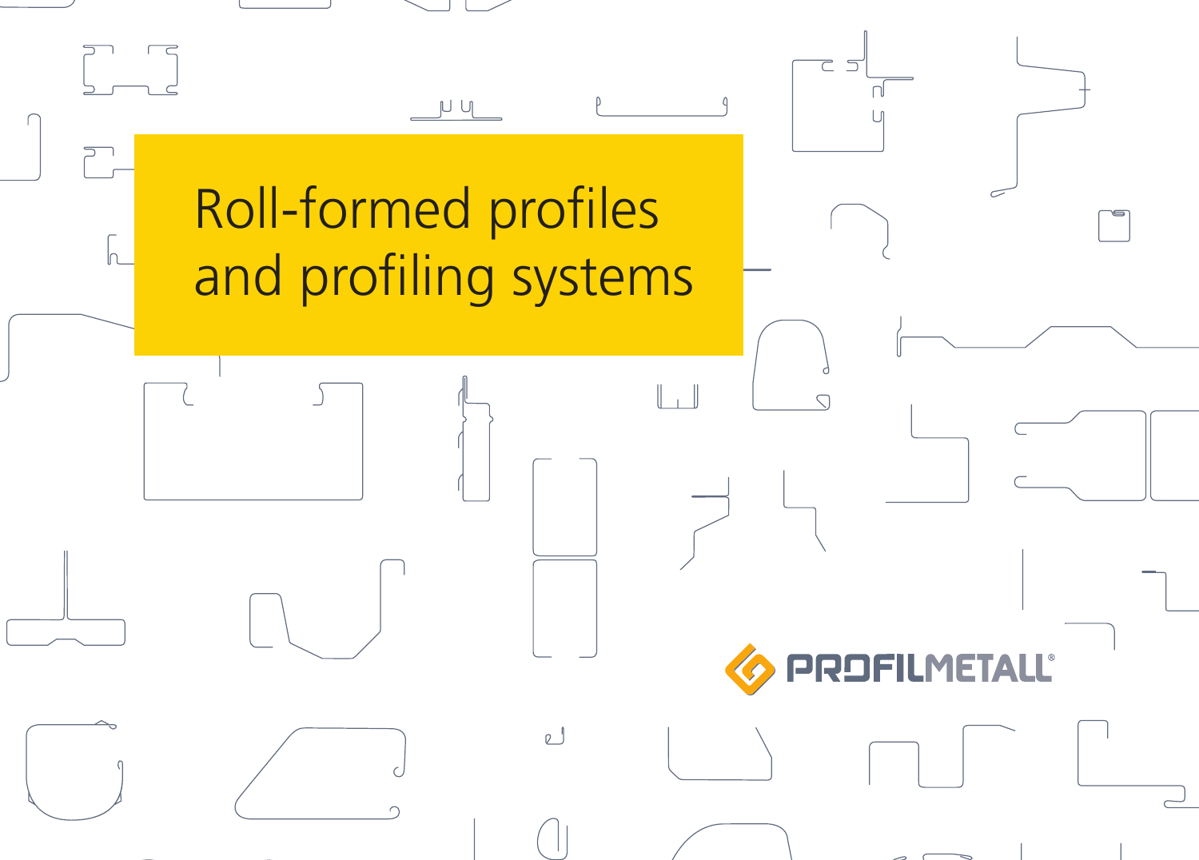# Roll-formed profiles and profiling systems

PROFILMETALL®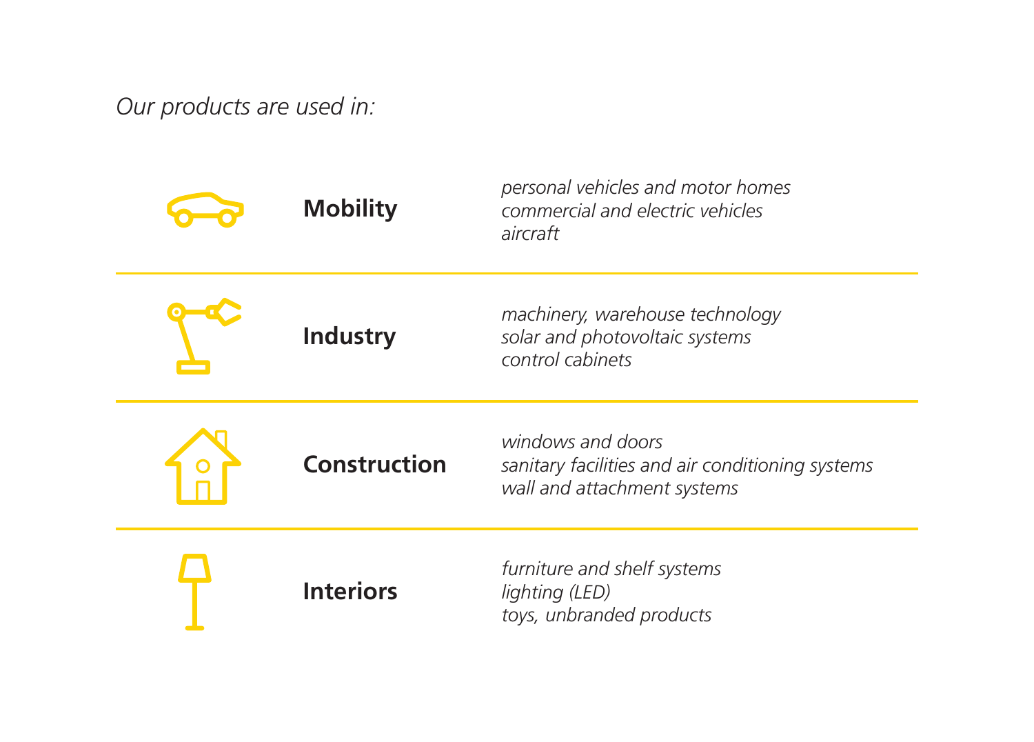*Our products are used in:*

| | |
|---|---|
| **Mobility** | *personal vehicles and motor homes*<br>*commercial and electric vehicles*<br>*aircraft* |
| **Industry** | *machinery, warehouse technology*<br>*solar and photovoltaic systems*<br>*control cabinets* |
| **Construction** | *windows and doors*<br>*sanitary facilities and air conditioning systems*<br>*wall and attachment systems* |
| **Interiors** | *furniture and shelf systems*<br>*lighting (LED)*<br>*toys, unbranded products* |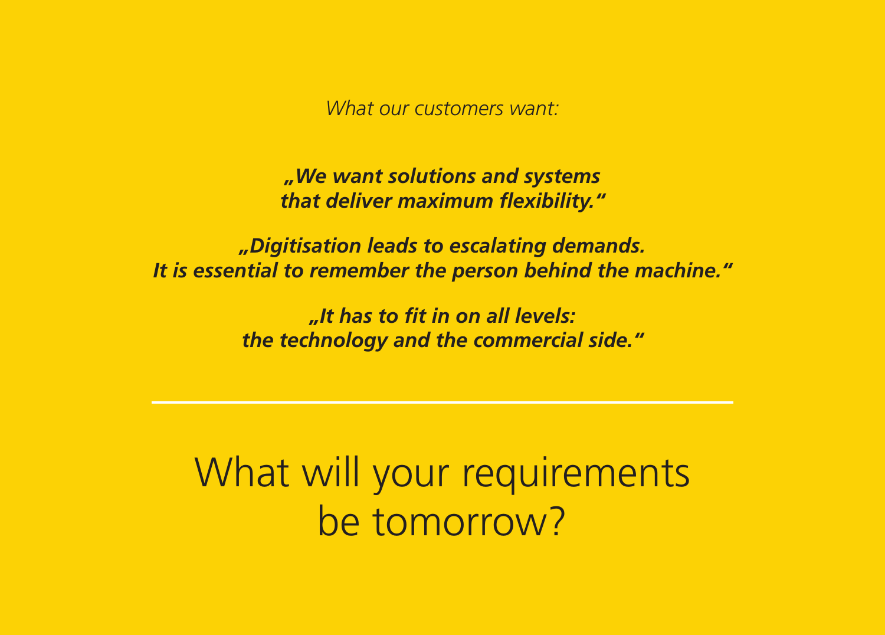*What our customers want:*

***„We want solutions and systems that deliver maximum flexibility."***

***„Digitisation leads to escalating demands. It is essential to remember the person behind the machine."***

***„It has to fit in on all levels: the technology and the commercial side."***

---

# What will your requirements be tomorrow?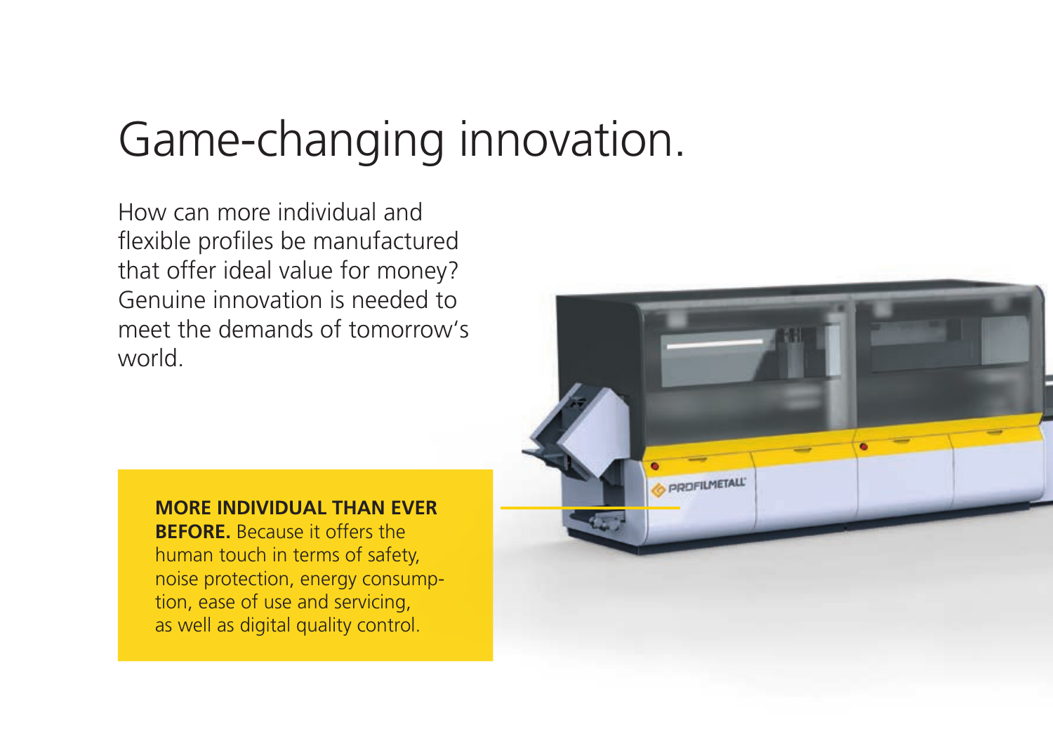# Game-changing innovation.

How can more individual and flexible profiles be manufactured that offer ideal value for money? Genuine innovation is needed to meet the demands of tomorrow's world.

**MORE INDIVIDUAL THAN EVER BEFORE.** Because it offers the human touch in terms of safety, noise protection, energy consumption, ease of use and servicing, as well as digital quality control.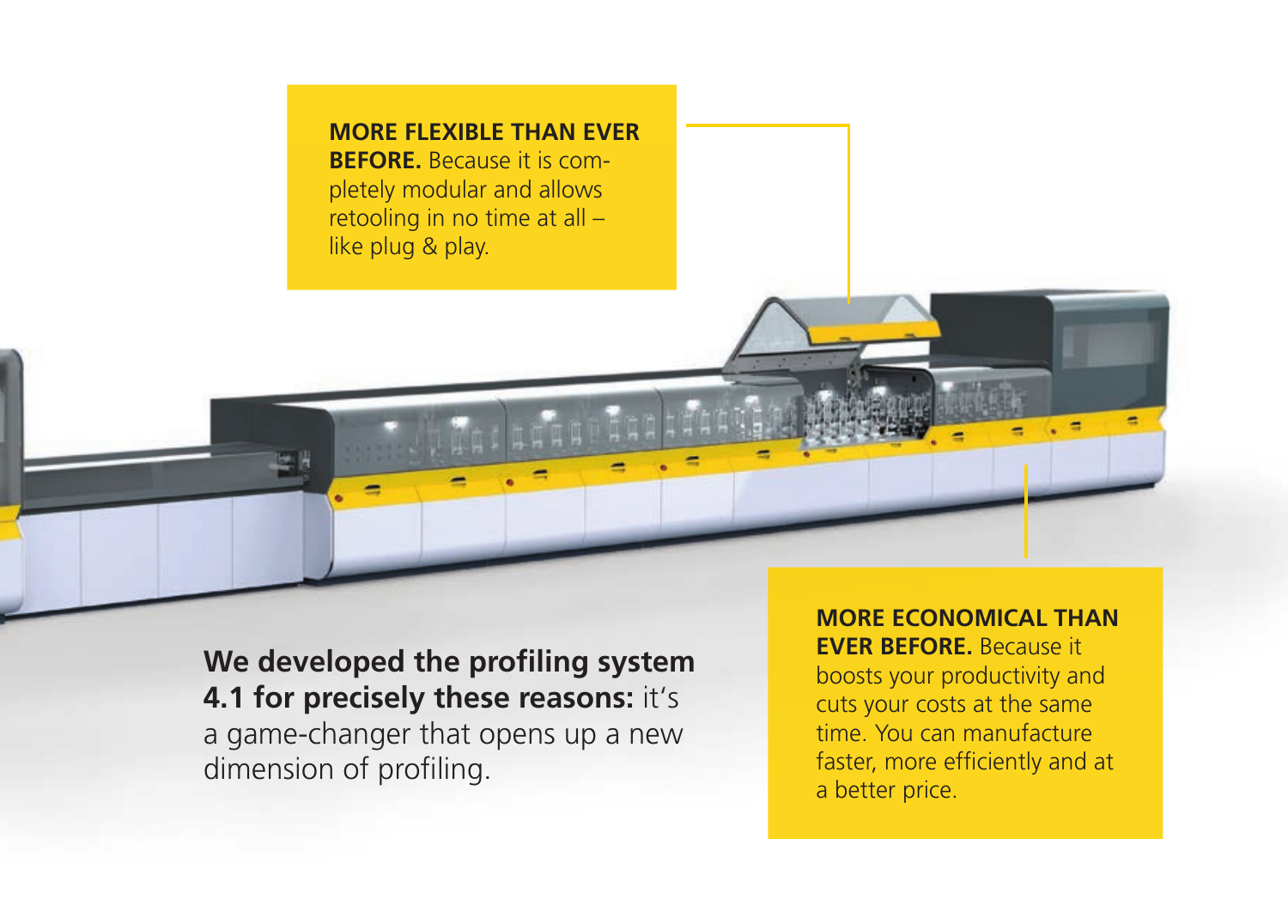**MORE FLEXIBLE THAN EVER BEFORE.** Because it is completely modular and allows retooling in no time at all – like plug & play.

**We developed the profiling system 4.1 for precisely these reasons:** it's a game-changer that opens up a new dimension of profiling.

**MORE ECONOMICAL THAN EVER BEFORE.** Because it boosts your productivity and cuts your costs at the same time. You can manufacture faster, more efficiently and at a better price.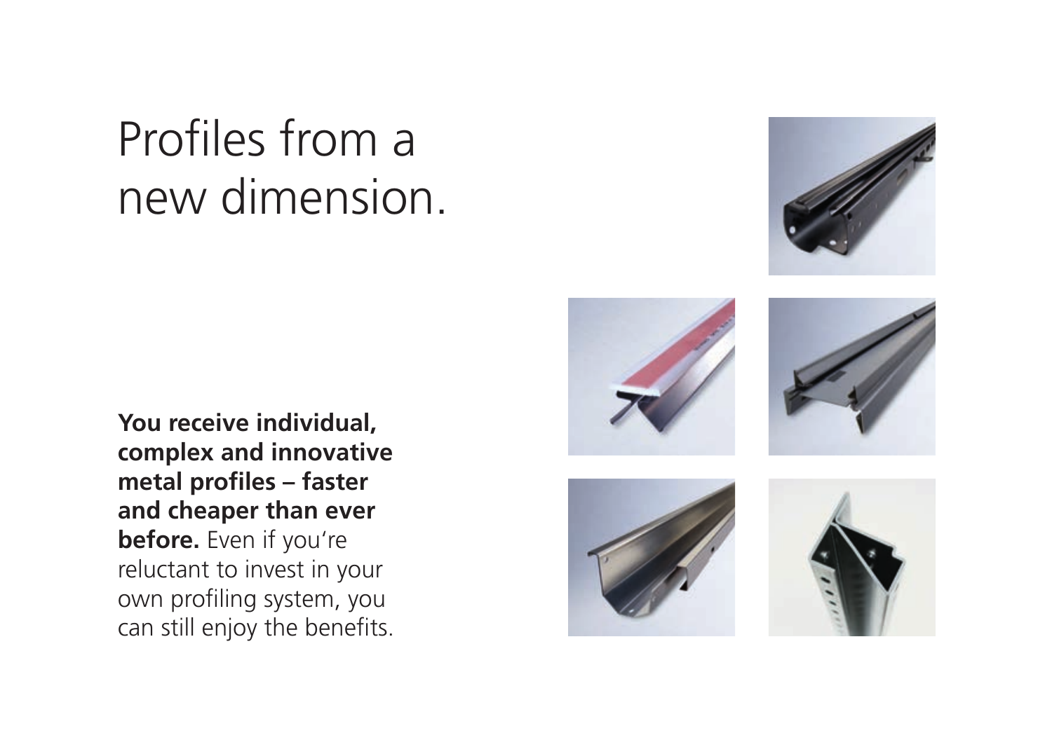# Profiles from a new dimension.

**You receive individual, complex and innovative metal profiles – faster and cheaper than ever before.** Even if you're reluctant to invest in your own profiling system, you can still enjoy the benefits.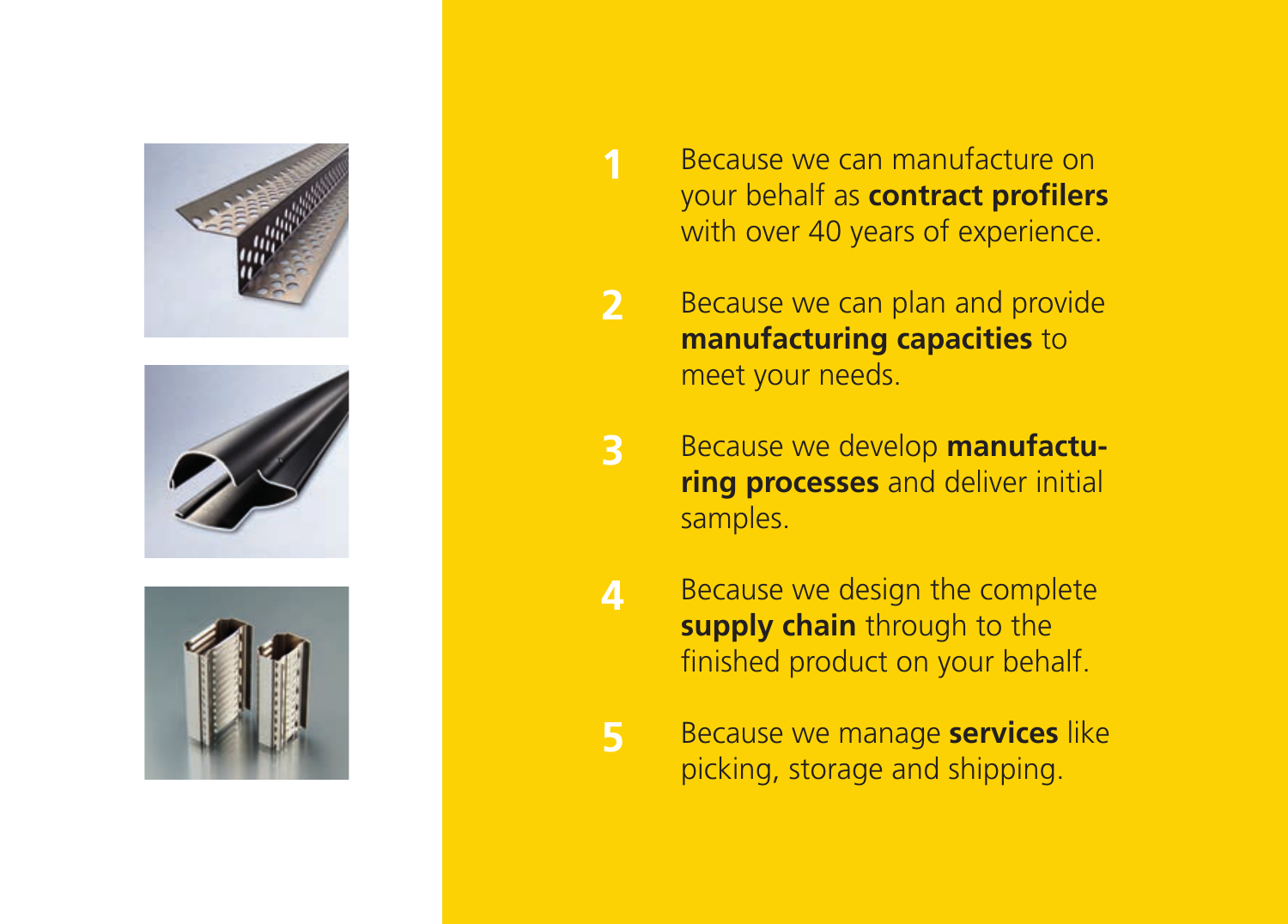1. Because we can manufacture on your behalf as **contract profilers** with over 40 years of experience.

2. Because we can plan and provide **manufacturing capacities** to meet your needs.

3. Because we develop **manufacturing processes** and deliver initial samples.

4. Because we design the complete **supply chain** through to the finished product on your behalf.

5. Because we manage **services** like picking, storage and shipping.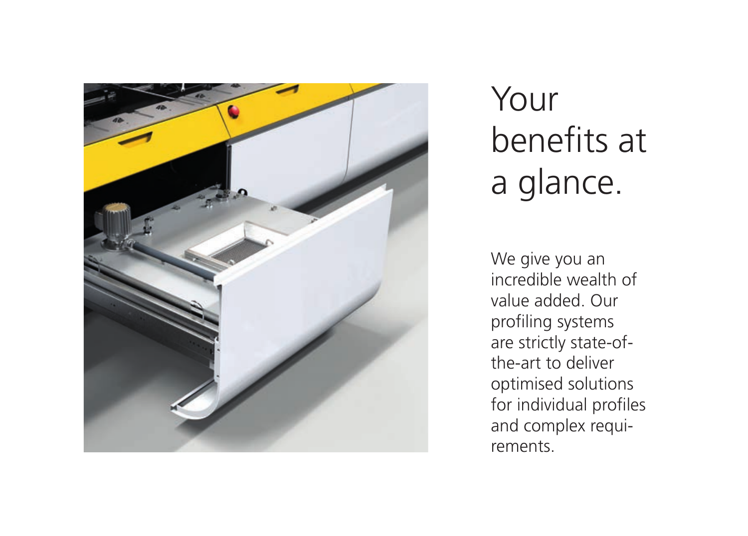# Your benefits at a glance.

We give you an incredible wealth of value added. Our profiling systems are strictly state-of-the-art to deliver optimised solutions for individual profiles and complex requirements.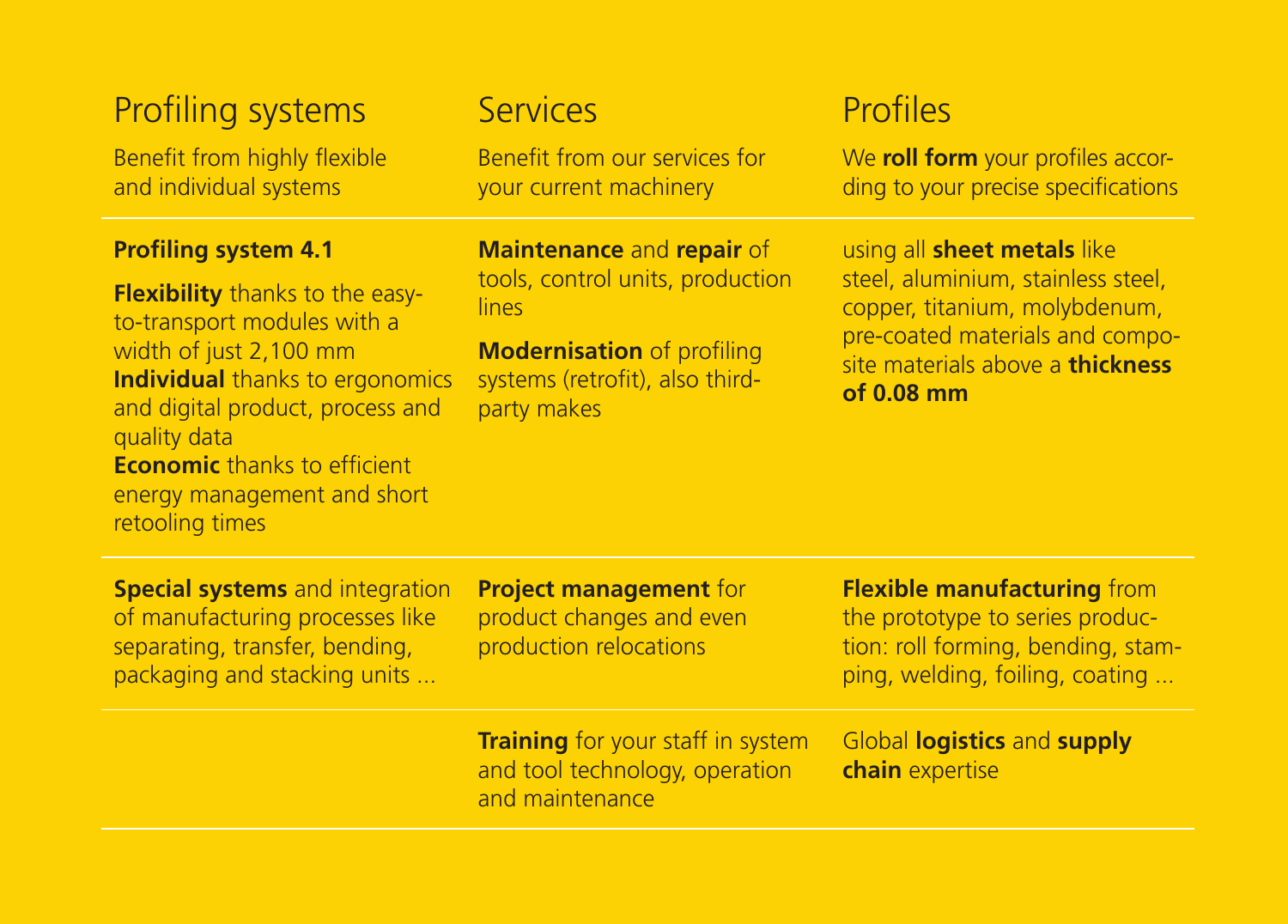## Profiling systems

Benefit from highly flexible and individual systems

**Profiling system 4.1**

**Flexibility** thanks to the easy-to-transport modules with a width of just 2,100 mm
**Individual** thanks to ergonomics and digital product, process and quality data
**Economic** thanks to efficient energy management and short retooling times

**Special systems** and integration of manufacturing processes like separating, transfer, bending, packaging and stacking units ...

## Services

Benefit from our services for your current machinery

**Maintenance** and **repair** of tools, control units, production lines

**Modernisation** of profiling systems (retrofit), also third-party makes

**Project management** for product changes and even production relocations

**Training** for your staff in system and tool technology, operation and maintenance

## Profiles

We **roll form** your profiles according to your precise specifications

using all **sheet metals** like steel, aluminium, stainless steel, copper, titanium, molybdenum, pre-coated materials and composite materials above a **thickness of 0.08 mm**

**Flexible manufacturing** from the prototype to series production: roll forming, bending, stamping, welding, foiling, coating ...

Global **logistics** and **supply chain** expertise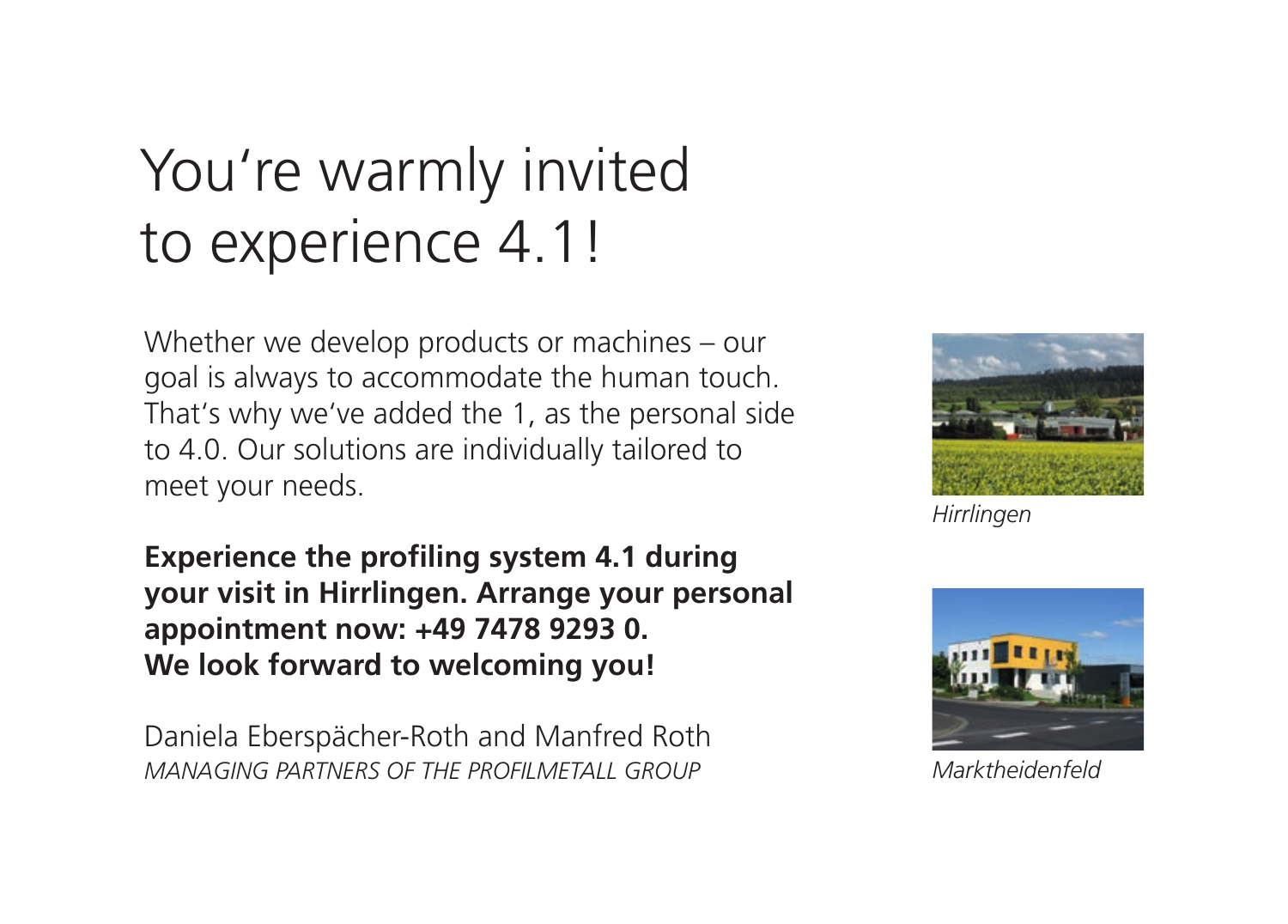# You're warmly invited to experience 4.1!

Whether we develop products or machines – our goal is always to accommodate the human touch. That's why we've added the 1, as the personal side to 4.0. Our solutions are individually tailored to meet your needs.

**Experience the profiling system 4.1 during your visit in Hirrlingen. Arrange your personal appointment now: +49 7478 9293 0.**
**We look forward to welcoming you!**

Daniela Eberspächer-Roth and Manfred Roth
*MANAGING PARTNERS OF THE PROFILMETALL GROUP*

*Hirrlingen*

*Marktheidenfeld*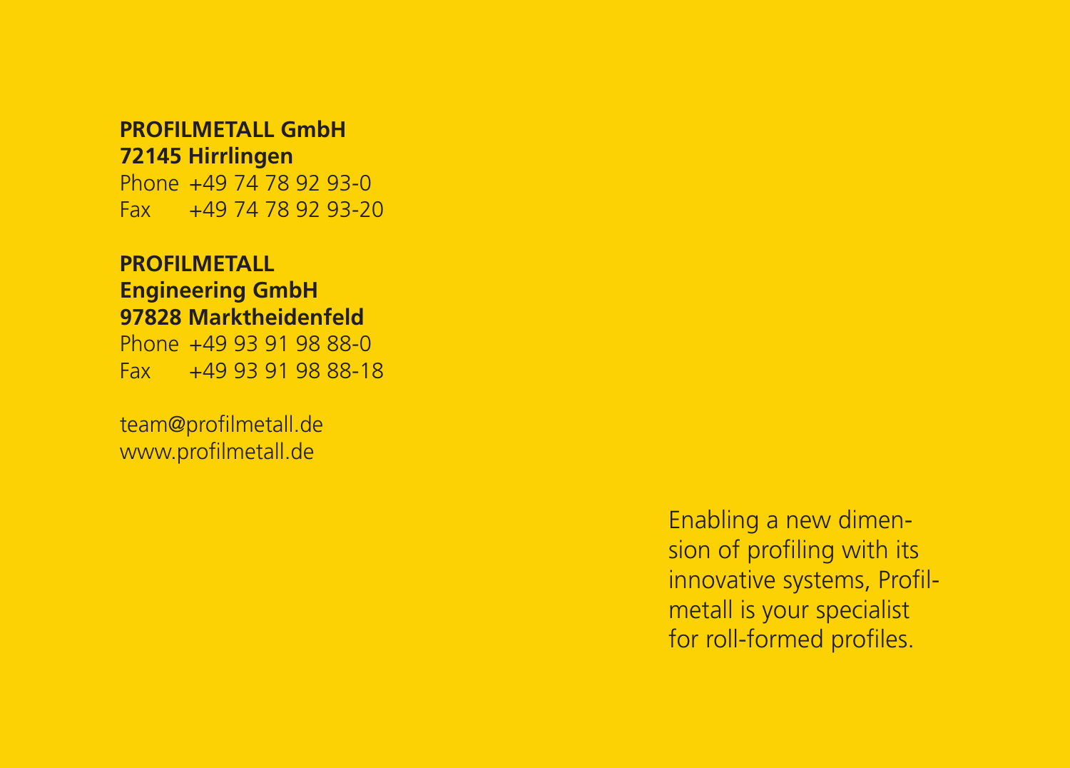**PROFILMETALL GmbH**
**72145 Hirrlingen**
Phone +49 74 78 92 93-0
Fax +49 74 78 92 93-20

**PROFILMETALL**
**Engineering GmbH**
**97828 Marktheidenfeld**
Phone +49 93 91 98 88-0
Fax +49 93 91 98 88-18

team@profilmetall.de
www.profilmetall.de

Enabling a new dimension of profiling with its innovative systems, Profilmetall is your specialist for roll-formed profiles.